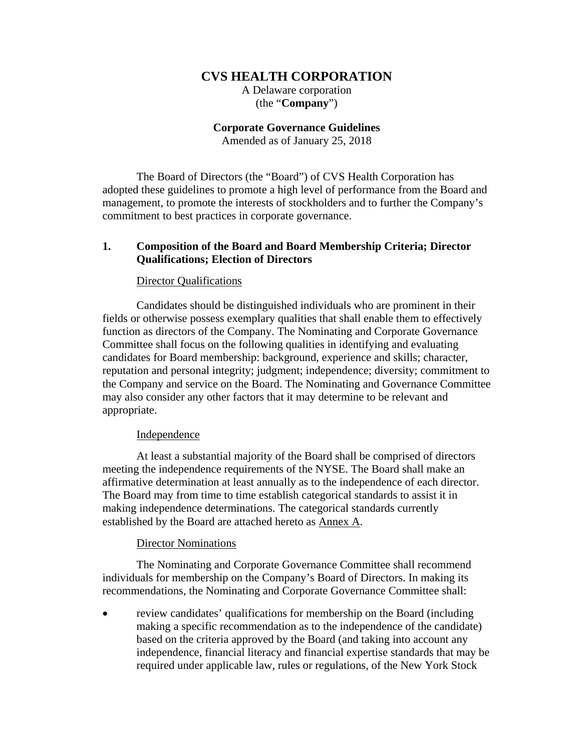# CVS HEALTH CORPORATION

A Delaware corporation
(the "**Company**")

**Corporate Governance Guidelines**
Amended as of January 25, 2018

The Board of Directors (the "Board") of CVS Health Corporation has adopted these guidelines to promote a high level of performance from the Board and management, to promote the interests of stockholders and to further the Company's commitment to best practices in corporate governance.

## 1. Composition of the Board and Board Membership Criteria; Director Qualifications; Election of Directors

Director Qualifications

Candidates should be distinguished individuals who are prominent in their fields or otherwise possess exemplary qualities that shall enable them to effectively function as directors of the Company. The Nominating and Corporate Governance Committee shall focus on the following qualities in identifying and evaluating candidates for Board membership: background, experience and skills; character, reputation and personal integrity; judgment; independence; diversity; commitment to the Company and service on the Board. The Nominating and Governance Committee may also consider any other factors that it may determine to be relevant and appropriate.

Independence

At least a substantial majority of the Board shall be comprised of directors meeting the independence requirements of the NYSE. The Board shall make an affirmative determination at least annually as to the independence of each director. The Board may from time to time establish categorical standards to assist it in making independence determinations. The categorical standards currently established by the Board are attached hereto as Annex A.

Director Nominations

The Nominating and Corporate Governance Committee shall recommend individuals for membership on the Company's Board of Directors. In making its recommendations, the Nominating and Corporate Governance Committee shall:

- review candidates' qualifications for membership on the Board (including making a specific recommendation as to the independence of the candidate) based on the criteria approved by the Board (and taking into account any independence, financial literacy and financial expertise standards that may be required under applicable law, rules or regulations, of the New York Stock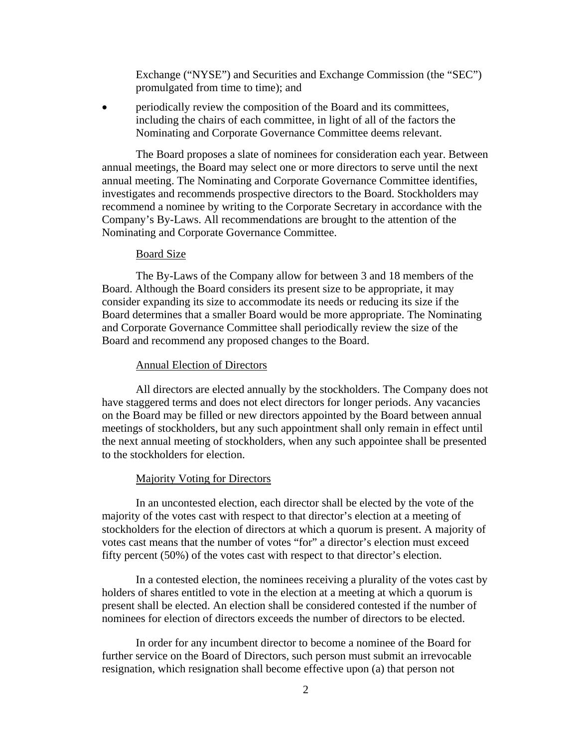Exchange ("NYSE") and Securities and Exchange Commission (the "SEC") promulgated from time to time); and

- periodically review the composition of the Board and its committees, including the chairs of each committee, in light of all of the factors the Nominating and Corporate Governance Committee deems relevant.

The Board proposes a slate of nominees for consideration each year. Between annual meetings, the Board may select one or more directors to serve until the next annual meeting. The Nominating and Corporate Governance Committee identifies, investigates and recommends prospective directors to the Board. Stockholders may recommend a nominee by writing to the Corporate Secretary in accordance with the Company's By-Laws. All recommendations are brought to the attention of the Nominating and Corporate Governance Committee.

Board Size

The By-Laws of the Company allow for between 3 and 18 members of the Board. Although the Board considers its present size to be appropriate, it may consider expanding its size to accommodate its needs or reducing its size if the Board determines that a smaller Board would be more appropriate. The Nominating and Corporate Governance Committee shall periodically review the size of the Board and recommend any proposed changes to the Board.

Annual Election of Directors

All directors are elected annually by the stockholders. The Company does not have staggered terms and does not elect directors for longer periods. Any vacancies on the Board may be filled or new directors appointed by the Board between annual meetings of stockholders, but any such appointment shall only remain in effect until the next annual meeting of stockholders, when any such appointee shall be presented to the stockholders for election.

Majority Voting for Directors

In an uncontested election, each director shall be elected by the vote of the majority of the votes cast with respect to that director's election at a meeting of stockholders for the election of directors at which a quorum is present. A majority of votes cast means that the number of votes "for" a director's election must exceed fifty percent (50%) of the votes cast with respect to that director's election.

In a contested election, the nominees receiving a plurality of the votes cast by holders of shares entitled to vote in the election at a meeting at which a quorum is present shall be elected. An election shall be considered contested if the number of nominees for election of directors exceeds the number of directors to be elected.

In order for any incumbent director to become a nominee of the Board for further service on the Board of Directors, such person must submit an irrevocable resignation, which resignation shall become effective upon (a) that person not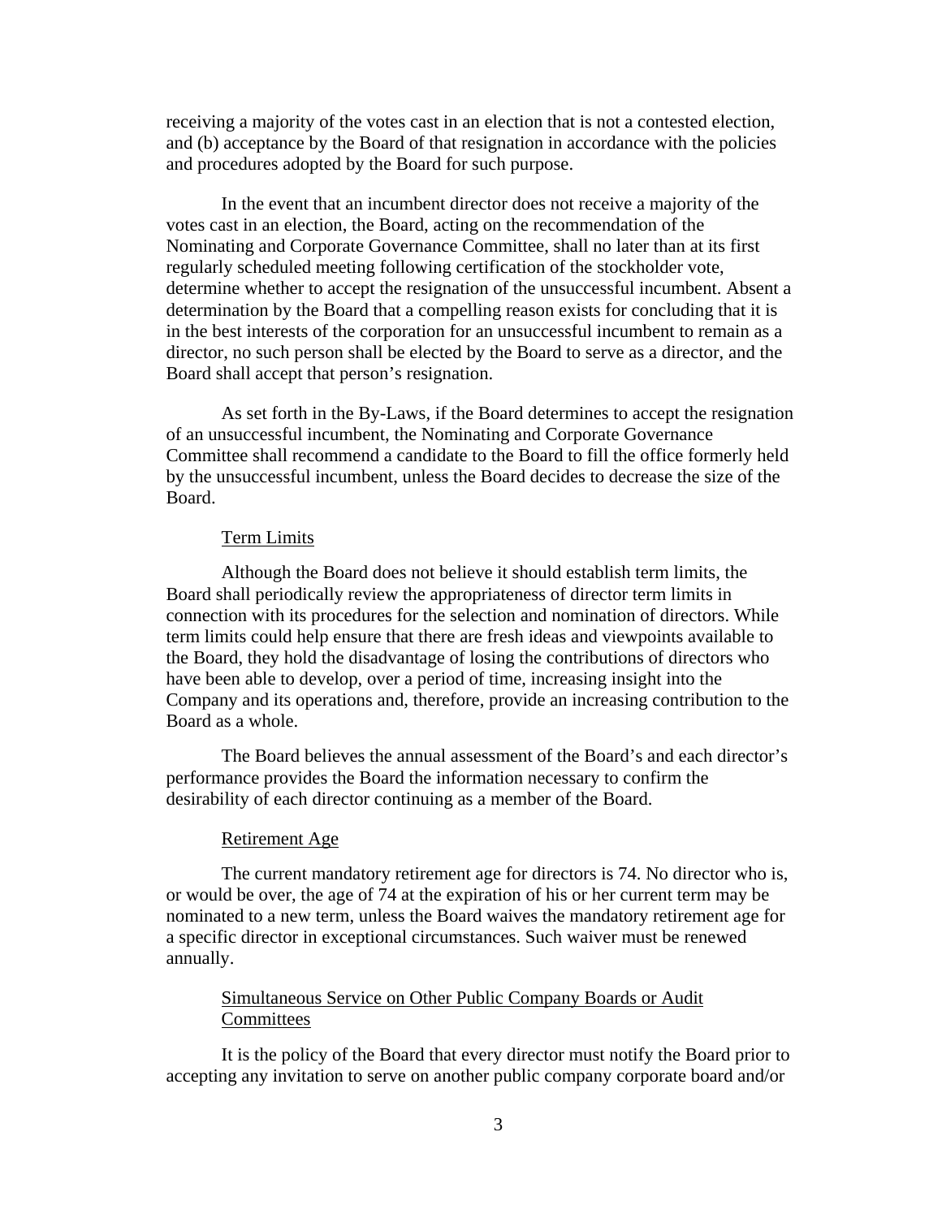receiving a majority of the votes cast in an election that is not a contested election, and (b) acceptance by the Board of that resignation in accordance with the policies and procedures adopted by the Board for such purpose.

In the event that an incumbent director does not receive a majority of the votes cast in an election, the Board, acting on the recommendation of the Nominating and Corporate Governance Committee, shall no later than at its first regularly scheduled meeting following certification of the stockholder vote, determine whether to accept the resignation of the unsuccessful incumbent. Absent a determination by the Board that a compelling reason exists for concluding that it is in the best interests of the corporation for an unsuccessful incumbent to remain as a director, no such person shall be elected by the Board to serve as a director, and the Board shall accept that person's resignation.

As set forth in the By-Laws, if the Board determines to accept the resignation of an unsuccessful incumbent, the Nominating and Corporate Governance Committee shall recommend a candidate to the Board to fill the office formerly held by the unsuccessful incumbent, unless the Board decides to decrease the size of the Board.

### Term Limits

Although the Board does not believe it should establish term limits, the Board shall periodically review the appropriateness of director term limits in connection with its procedures for the selection and nomination of directors. While term limits could help ensure that there are fresh ideas and viewpoints available to the Board, they hold the disadvantage of losing the contributions of directors who have been able to develop, over a period of time, increasing insight into the Company and its operations and, therefore, provide an increasing contribution to the Board as a whole.

The Board believes the annual assessment of the Board's and each director's performance provides the Board the information necessary to confirm the desirability of each director continuing as a member of the Board.

### Retirement Age

The current mandatory retirement age for directors is 74. No director who is, or would be over, the age of 74 at the expiration of his or her current term may be nominated to a new term, unless the Board waives the mandatory retirement age for a specific director in exceptional circumstances. Such waiver must be renewed annually.

### Simultaneous Service on Other Public Company Boards or Audit Committees

It is the policy of the Board that every director must notify the Board prior to accepting any invitation to serve on another public company corporate board and/or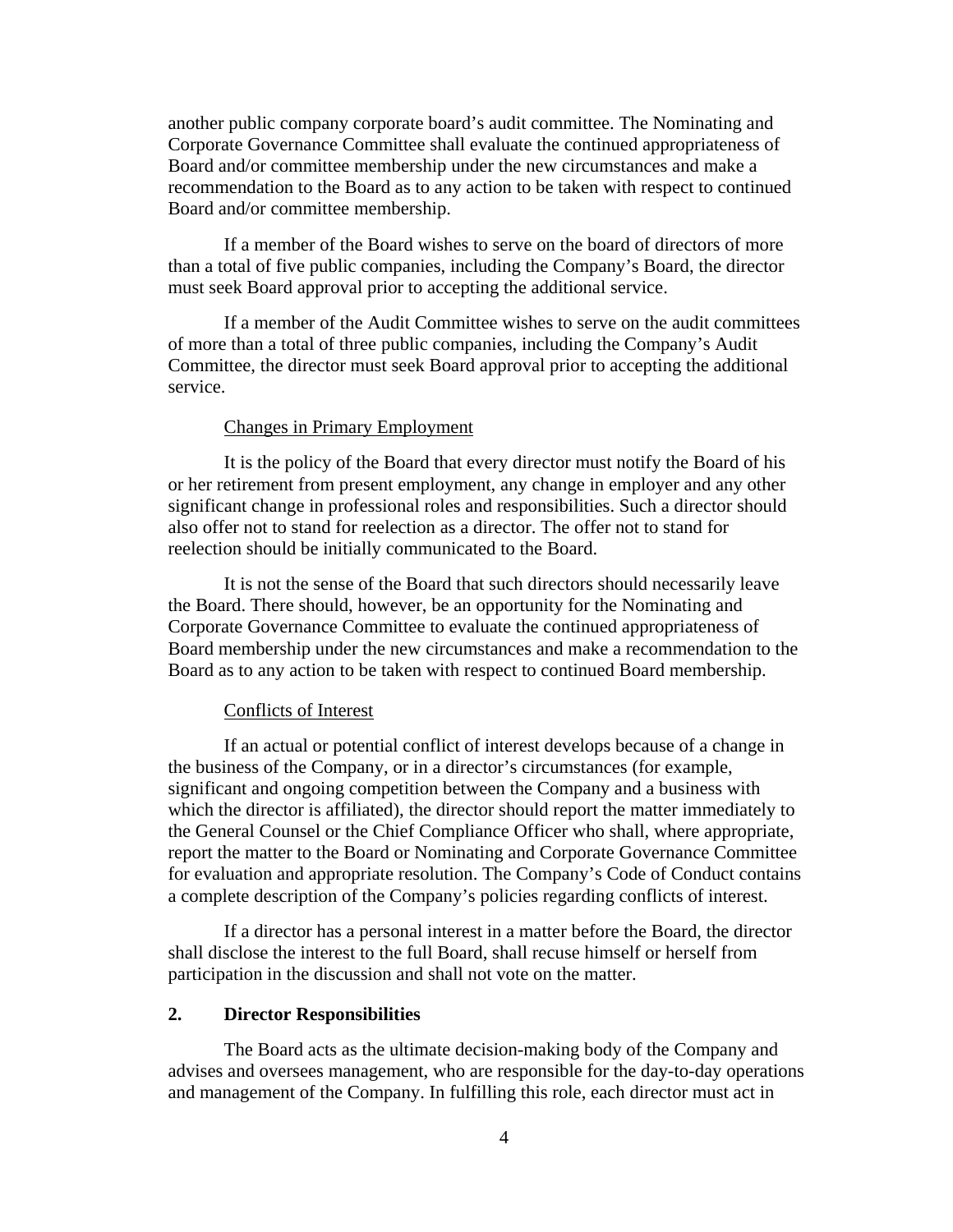another public company corporate board's audit committee. The Nominating and Corporate Governance Committee shall evaluate the continued appropriateness of Board and/or committee membership under the new circumstances and make a recommendation to the Board as to any action to be taken with respect to continued Board and/or committee membership.

If a member of the Board wishes to serve on the board of directors of more than a total of five public companies, including the Company's Board, the director must seek Board approval prior to accepting the additional service.

If a member of the Audit Committee wishes to serve on the audit committees of more than a total of three public companies, including the Company's Audit Committee, the director must seek Board approval prior to accepting the additional service.

Changes in Primary Employment

It is the policy of the Board that every director must notify the Board of his or her retirement from present employment, any change in employer and any other significant change in professional roles and responsibilities. Such a director should also offer not to stand for reelection as a director. The offer not to stand for reelection should be initially communicated to the Board.

It is not the sense of the Board that such directors should necessarily leave the Board. There should, however, be an opportunity for the Nominating and Corporate Governance Committee to evaluate the continued appropriateness of Board membership under the new circumstances and make a recommendation to the Board as to any action to be taken with respect to continued Board membership.

Conflicts of Interest

If an actual or potential conflict of interest develops because of a change in the business of the Company, or in a director's circumstances (for example, significant and ongoing competition between the Company and a business with which the director is affiliated), the director should report the matter immediately to the General Counsel or the Chief Compliance Officer who shall, where appropriate, report the matter to the Board or Nominating and Corporate Governance Committee for evaluation and appropriate resolution. The Company's Code of Conduct contains a complete description of the Company's policies regarding conflicts of interest.

If a director has a personal interest in a matter before the Board, the director shall disclose the interest to the full Board, shall recuse himself or herself from participation in the discussion and shall not vote on the matter.

## 2. Director Responsibilities

The Board acts as the ultimate decision-making body of the Company and advises and oversees management, who are responsible for the day-to-day operations and management of the Company. In fulfilling this role, each director must act in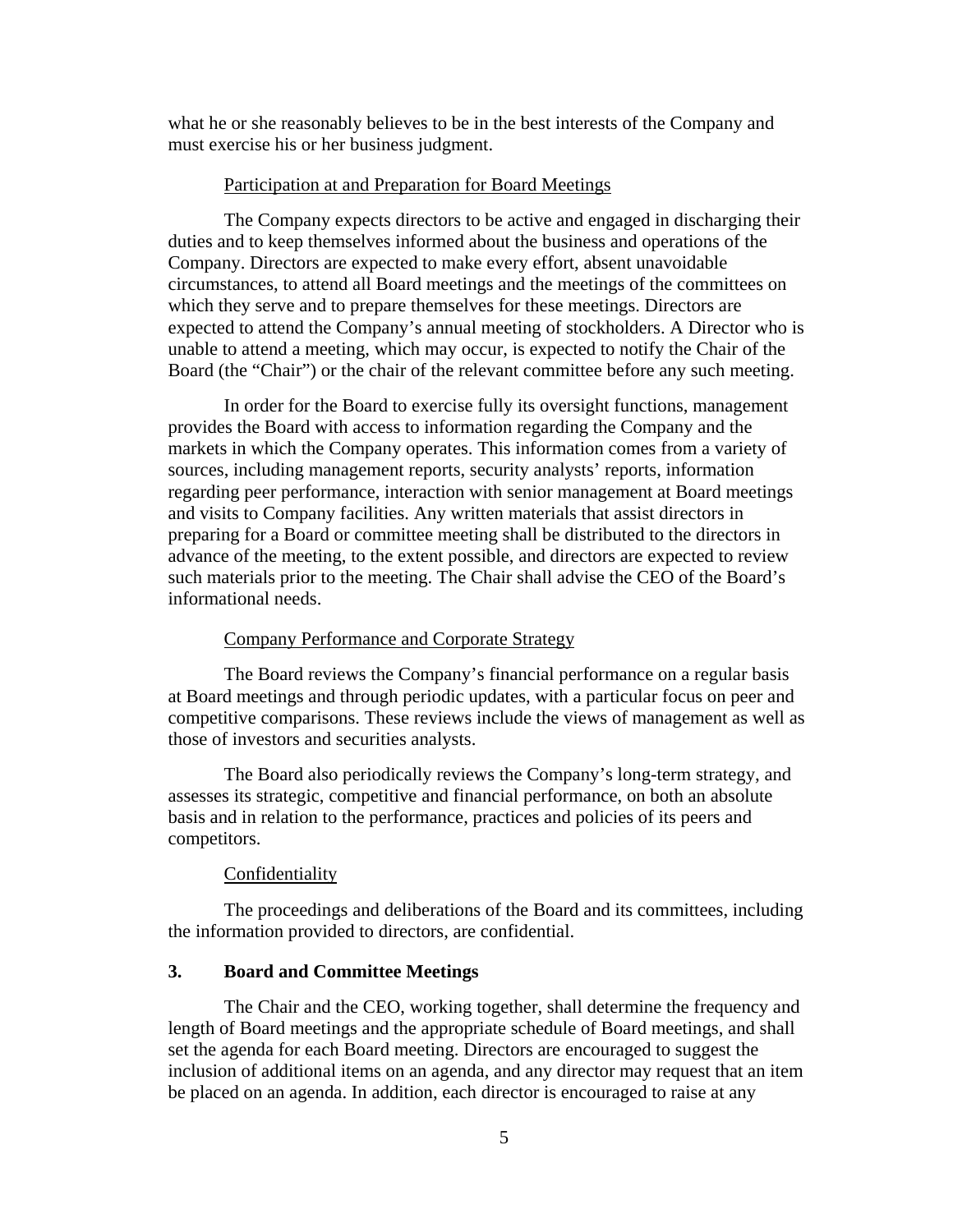what he or she reasonably believes to be in the best interests of the Company and must exercise his or her business judgment.

Participation at and Preparation for Board Meetings

The Company expects directors to be active and engaged in discharging their duties and to keep themselves informed about the business and operations of the Company. Directors are expected to make every effort, absent unavoidable circumstances, to attend all Board meetings and the meetings of the committees on which they serve and to prepare themselves for these meetings. Directors are expected to attend the Company's annual meeting of stockholders. A Director who is unable to attend a meeting, which may occur, is expected to notify the Chair of the Board (the "Chair") or the chair of the relevant committee before any such meeting.

In order for the Board to exercise fully its oversight functions, management provides the Board with access to information regarding the Company and the markets in which the Company operates. This information comes from a variety of sources, including management reports, security analysts' reports, information regarding peer performance, interaction with senior management at Board meetings and visits to Company facilities. Any written materials that assist directors in preparing for a Board or committee meeting shall be distributed to the directors in advance of the meeting, to the extent possible, and directors are expected to review such materials prior to the meeting. The Chair shall advise the CEO of the Board's informational needs.

Company Performance and Corporate Strategy

The Board reviews the Company's financial performance on a regular basis at Board meetings and through periodic updates, with a particular focus on peer and competitive comparisons. These reviews include the views of management as well as those of investors and securities analysts.

The Board also periodically reviews the Company's long-term strategy, and assesses its strategic, competitive and financial performance, on both an absolute basis and in relation to the performance, practices and policies of its peers and competitors.

Confidentiality

The proceedings and deliberations of the Board and its committees, including the information provided to directors, are confidential.

## 3. Board and Committee Meetings

The Chair and the CEO, working together, shall determine the frequency and length of Board meetings and the appropriate schedule of Board meetings, and shall set the agenda for each Board meeting. Directors are encouraged to suggest the inclusion of additional items on an agenda, and any director may request that an item be placed on an agenda. In addition, each director is encouraged to raise at any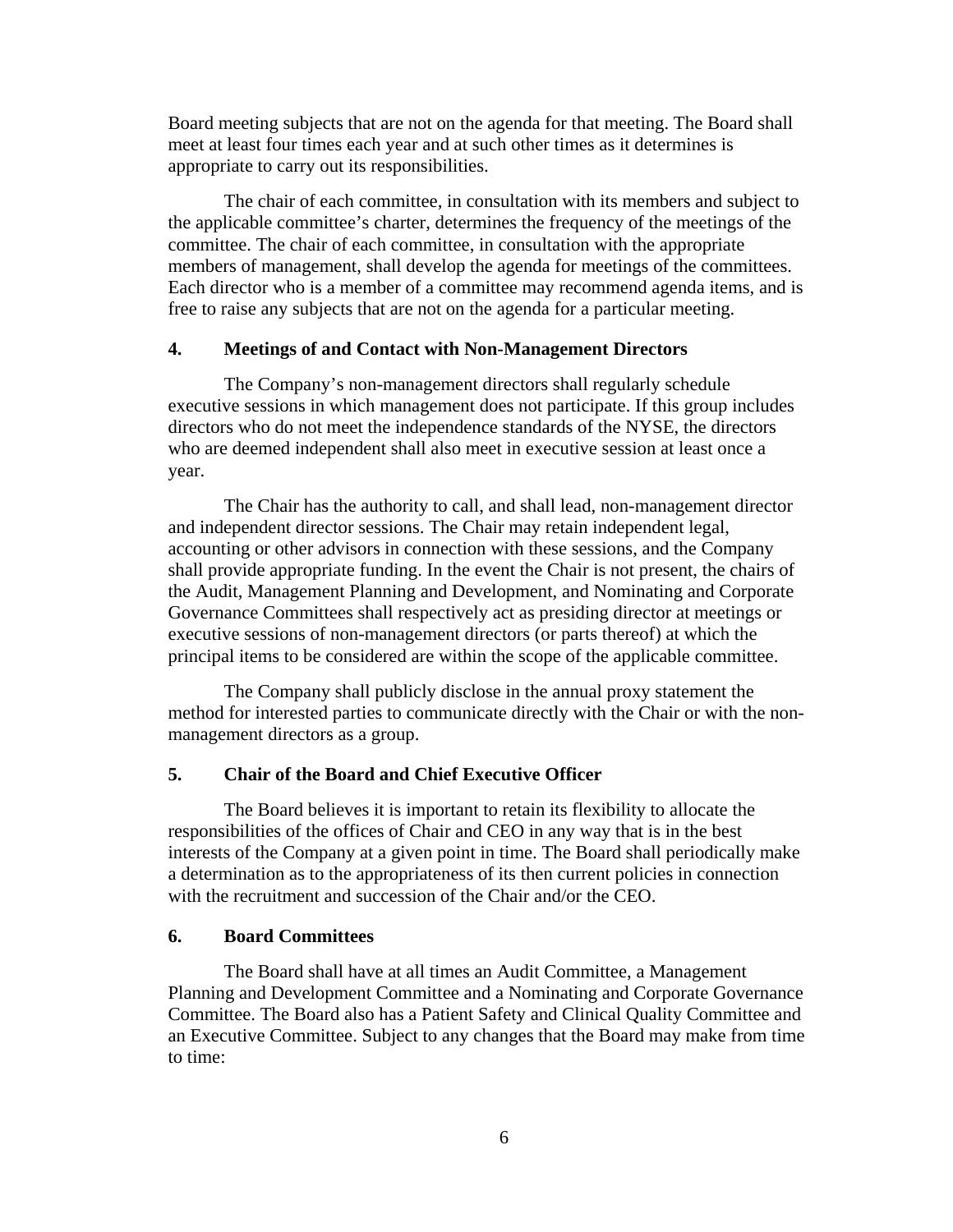Board meeting subjects that are not on the agenda for that meeting. The Board shall meet at least four times each year and at such other times as it determines is appropriate to carry out its responsibilities.

The chair of each committee, in consultation with its members and subject to the applicable committee's charter, determines the frequency of the meetings of the committee. The chair of each committee, in consultation with the appropriate members of management, shall develop the agenda for meetings of the committees. Each director who is a member of a committee may recommend agenda items, and is free to raise any subjects that are not on the agenda for a particular meeting.

### 4. Meetings of and Contact with Non-Management Directors

The Company's non-management directors shall regularly schedule executive sessions in which management does not participate. If this group includes directors who do not meet the independence standards of the NYSE, the directors who are deemed independent shall also meet in executive session at least once a year.

The Chair has the authority to call, and shall lead, non-management director and independent director sessions. The Chair may retain independent legal, accounting or other advisors in connection with these sessions, and the Company shall provide appropriate funding. In the event the Chair is not present, the chairs of the Audit, Management Planning and Development, and Nominating and Corporate Governance Committees shall respectively act as presiding director at meetings or executive sessions of non-management directors (or parts thereof) at which the principal items to be considered are within the scope of the applicable committee.

The Company shall publicly disclose in the annual proxy statement the method for interested parties to communicate directly with the Chair or with the non-management directors as a group.

### 5. Chair of the Board and Chief Executive Officer

The Board believes it is important to retain its flexibility to allocate the responsibilities of the offices of Chair and CEO in any way that is in the best interests of the Company at a given point in time. The Board shall periodically make a determination as to the appropriateness of its then current policies in connection with the recruitment and succession of the Chair and/or the CEO.

### 6. Board Committees

The Board shall have at all times an Audit Committee, a Management Planning and Development Committee and a Nominating and Corporate Governance Committee. The Board also has a Patient Safety and Clinical Quality Committee and an Executive Committee. Subject to any changes that the Board may make from time to time: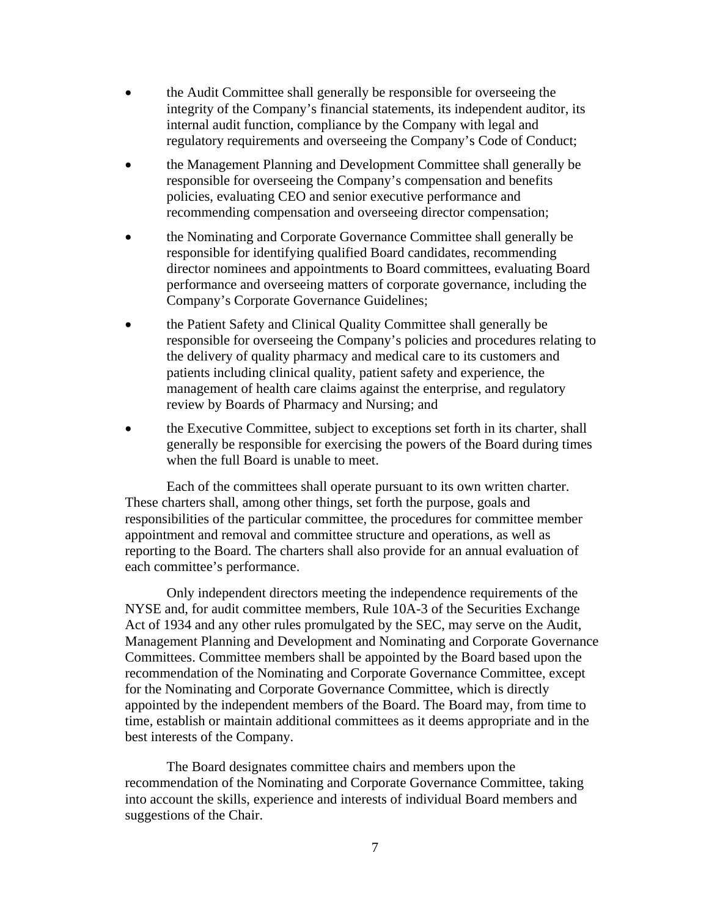- the Audit Committee shall generally be responsible for overseeing the integrity of the Company's financial statements, its independent auditor, its internal audit function, compliance by the Company with legal and regulatory requirements and overseeing the Company's Code of Conduct;
- the Management Planning and Development Committee shall generally be responsible for overseeing the Company's compensation and benefits policies, evaluating CEO and senior executive performance and recommending compensation and overseeing director compensation;
- the Nominating and Corporate Governance Committee shall generally be responsible for identifying qualified Board candidates, recommending director nominees and appointments to Board committees, evaluating Board performance and overseeing matters of corporate governance, including the Company's Corporate Governance Guidelines;
- the Patient Safety and Clinical Quality Committee shall generally be responsible for overseeing the Company's policies and procedures relating to the delivery of quality pharmacy and medical care to its customers and patients including clinical quality, patient safety and experience, the management of health care claims against the enterprise, and regulatory review by Boards of Pharmacy and Nursing; and
- the Executive Committee, subject to exceptions set forth in its charter, shall generally be responsible for exercising the powers of the Board during times when the full Board is unable to meet.

Each of the committees shall operate pursuant to its own written charter. These charters shall, among other things, set forth the purpose, goals and responsibilities of the particular committee, the procedures for committee member appointment and removal and committee structure and operations, as well as reporting to the Board. The charters shall also provide for an annual evaluation of each committee's performance.

Only independent directors meeting the independence requirements of the NYSE and, for audit committee members, Rule 10A-3 of the Securities Exchange Act of 1934 and any other rules promulgated by the SEC, may serve on the Audit, Management Planning and Development and Nominating and Corporate Governance Committees. Committee members shall be appointed by the Board based upon the recommendation of the Nominating and Corporate Governance Committee, except for the Nominating and Corporate Governance Committee, which is directly appointed by the independent members of the Board. The Board may, from time to time, establish or maintain additional committees as it deems appropriate and in the best interests of the Company.

The Board designates committee chairs and members upon the recommendation of the Nominating and Corporate Governance Committee, taking into account the skills, experience and interests of individual Board members and suggestions of the Chair.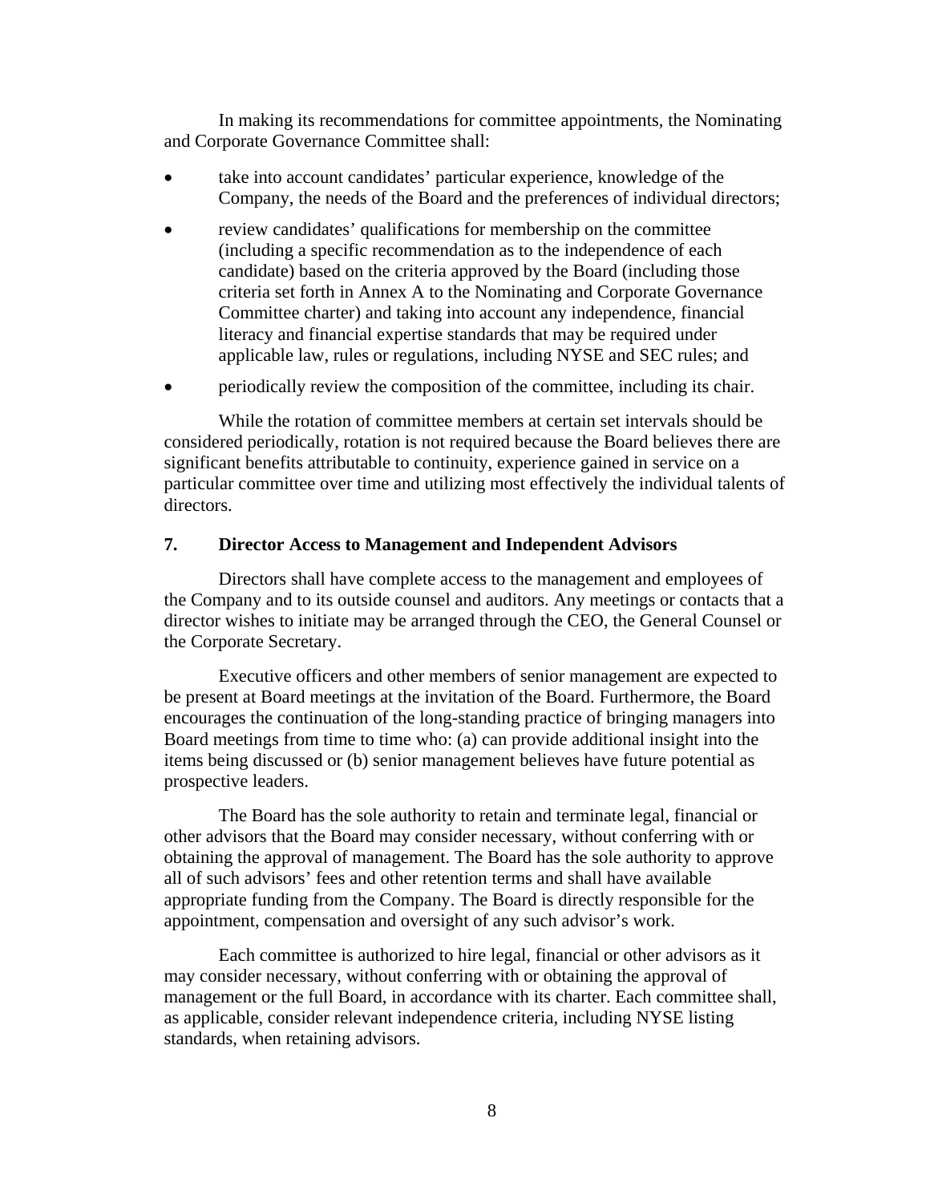In making its recommendations for committee appointments, the Nominating and Corporate Governance Committee shall:

- take into account candidates' particular experience, knowledge of the Company, the needs of the Board and the preferences of individual directors;
- review candidates' qualifications for membership on the committee (including a specific recommendation as to the independence of each candidate) based on the criteria approved by the Board (including those criteria set forth in Annex A to the Nominating and Corporate Governance Committee charter) and taking into account any independence, financial literacy and financial expertise standards that may be required under applicable law, rules or regulations, including NYSE and SEC rules; and
- periodically review the composition of the committee, including its chair.

While the rotation of committee members at certain set intervals should be considered periodically, rotation is not required because the Board believes there are significant benefits attributable to continuity, experience gained in service on a particular committee over time and utilizing most effectively the individual talents of directors.

## 7. Director Access to Management and Independent Advisors

Directors shall have complete access to the management and employees of the Company and to its outside counsel and auditors. Any meetings or contacts that a director wishes to initiate may be arranged through the CEO, the General Counsel or the Corporate Secretary.

Executive officers and other members of senior management are expected to be present at Board meetings at the invitation of the Board. Furthermore, the Board encourages the continuation of the long-standing practice of bringing managers into Board meetings from time to time who: (a) can provide additional insight into the items being discussed or (b) senior management believes have future potential as prospective leaders.

The Board has the sole authority to retain and terminate legal, financial or other advisors that the Board may consider necessary, without conferring with or obtaining the approval of management. The Board has the sole authority to approve all of such advisors' fees and other retention terms and shall have available appropriate funding from the Company. The Board is directly responsible for the appointment, compensation and oversight of any such advisor's work.

Each committee is authorized to hire legal, financial or other advisors as it may consider necessary, without conferring with or obtaining the approval of management or the full Board, in accordance with its charter. Each committee shall, as applicable, consider relevant independence criteria, including NYSE listing standards, when retaining advisors.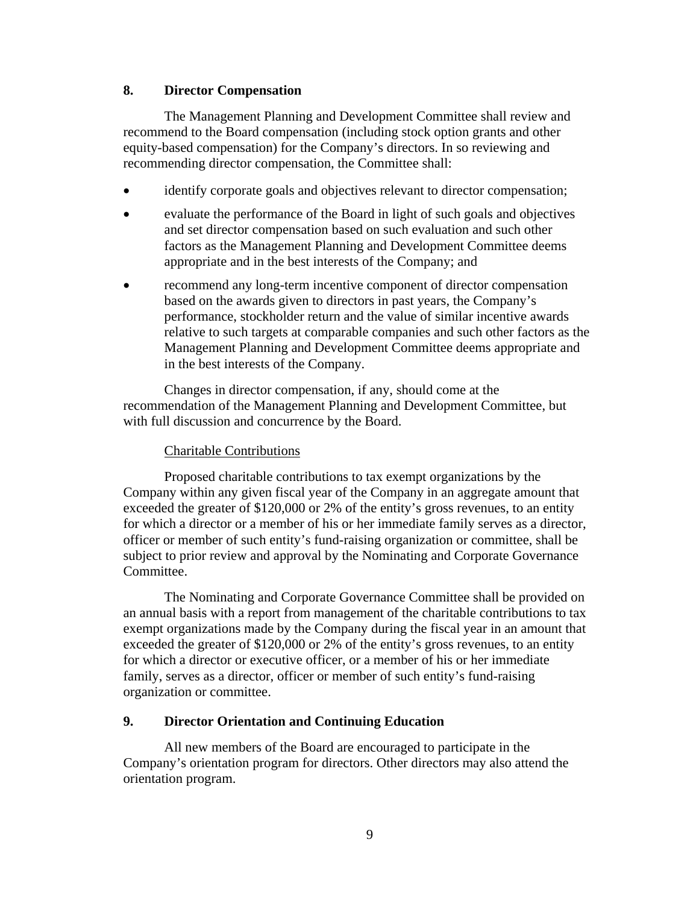## 8. Director Compensation

The Management Planning and Development Committee shall review and recommend to the Board compensation (including stock option grants and other equity-based compensation) for the Company's directors. In so reviewing and recommending director compensation, the Committee shall:

- identify corporate goals and objectives relevant to director compensation;
- evaluate the performance of the Board in light of such goals and objectives and set director compensation based on such evaluation and such other factors as the Management Planning and Development Committee deems appropriate and in the best interests of the Company; and
- recommend any long-term incentive component of director compensation based on the awards given to directors in past years, the Company's performance, stockholder return and the value of similar incentive awards relative to such targets at comparable companies and such other factors as the Management Planning and Development Committee deems appropriate and in the best interests of the Company.

Changes in director compensation, if any, should come at the recommendation of the Management Planning and Development Committee, but with full discussion and concurrence by the Board.

<u>Charitable Contributions</u>

Proposed charitable contributions to tax exempt organizations by the Company within any given fiscal year of the Company in an aggregate amount that exceeded the greater of $120,000 or 2% of the entity's gross revenues, to an entity for which a director or a member of his or her immediate family serves as a director, officer or member of such entity's fund-raising organization or committee, shall be subject to prior review and approval by the Nominating and Corporate Governance Committee.

The Nominating and Corporate Governance Committee shall be provided on an annual basis with a report from management of the charitable contributions to tax exempt organizations made by the Company during the fiscal year in an amount that exceeded the greater of $120,000 or 2% of the entity's gross revenues, to an entity for which a director or executive officer, or a member of his or her immediate family, serves as a director, officer or member of such entity's fund-raising organization or committee.

## 9. Director Orientation and Continuing Education

All new members of the Board are encouraged to participate in the Company's orientation program for directors. Other directors may also attend the orientation program.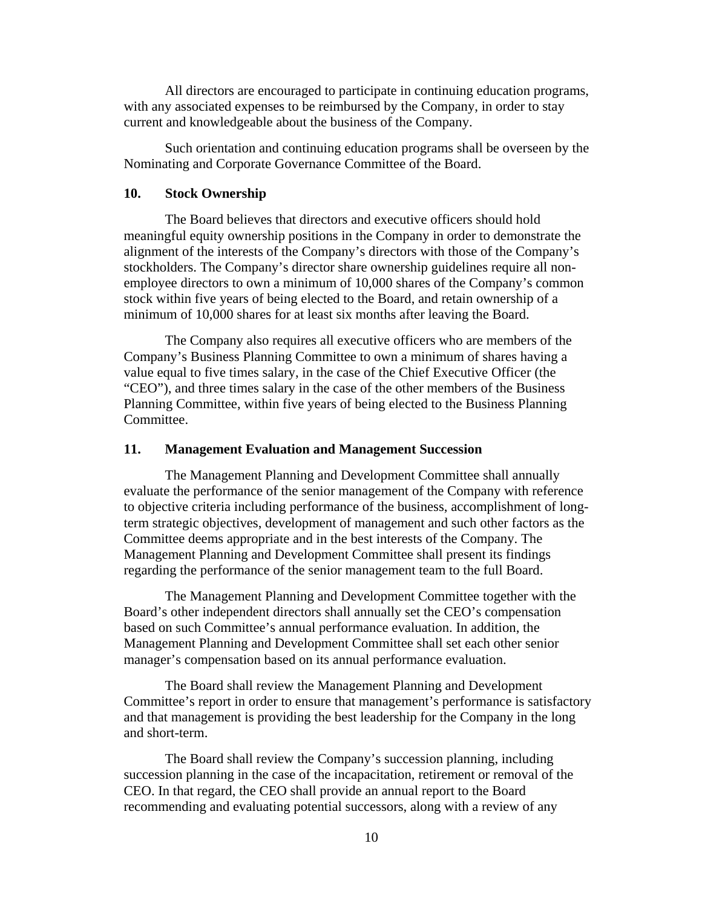All directors are encouraged to participate in continuing education programs, with any associated expenses to be reimbursed by the Company, in order to stay current and knowledgeable about the business of the Company.

Such orientation and continuing education programs shall be overseen by the Nominating and Corporate Governance Committee of the Board.

## 10. Stock Ownership

The Board believes that directors and executive officers should hold meaningful equity ownership positions in the Company in order to demonstrate the alignment of the interests of the Company's directors with those of the Company's stockholders. The Company's director share ownership guidelines require all non-employee directors to own a minimum of 10,000 shares of the Company's common stock within five years of being elected to the Board, and retain ownership of a minimum of 10,000 shares for at least six months after leaving the Board.

The Company also requires all executive officers who are members of the Company's Business Planning Committee to own a minimum of shares having a value equal to five times salary, in the case of the Chief Executive Officer (the "CEO"), and three times salary in the case of the other members of the Business Planning Committee, within five years of being elected to the Business Planning Committee.

## 11. Management Evaluation and Management Succession

The Management Planning and Development Committee shall annually evaluate the performance of the senior management of the Company with reference to objective criteria including performance of the business, accomplishment of long-term strategic objectives, development of management and such other factors as the Committee deems appropriate and in the best interests of the Company. The Management Planning and Development Committee shall present its findings regarding the performance of the senior management team to the full Board.

The Management Planning and Development Committee together with the Board's other independent directors shall annually set the CEO's compensation based on such Committee's annual performance evaluation. In addition, the Management Planning and Development Committee shall set each other senior manager's compensation based on its annual performance evaluation.

The Board shall review the Management Planning and Development Committee's report in order to ensure that management's performance is satisfactory and that management is providing the best leadership for the Company in the long and short-term.

The Board shall review the Company's succession planning, including succession planning in the case of the incapacitation, retirement or removal of the CEO. In that regard, the CEO shall provide an annual report to the Board recommending and evaluating potential successors, along with a review of any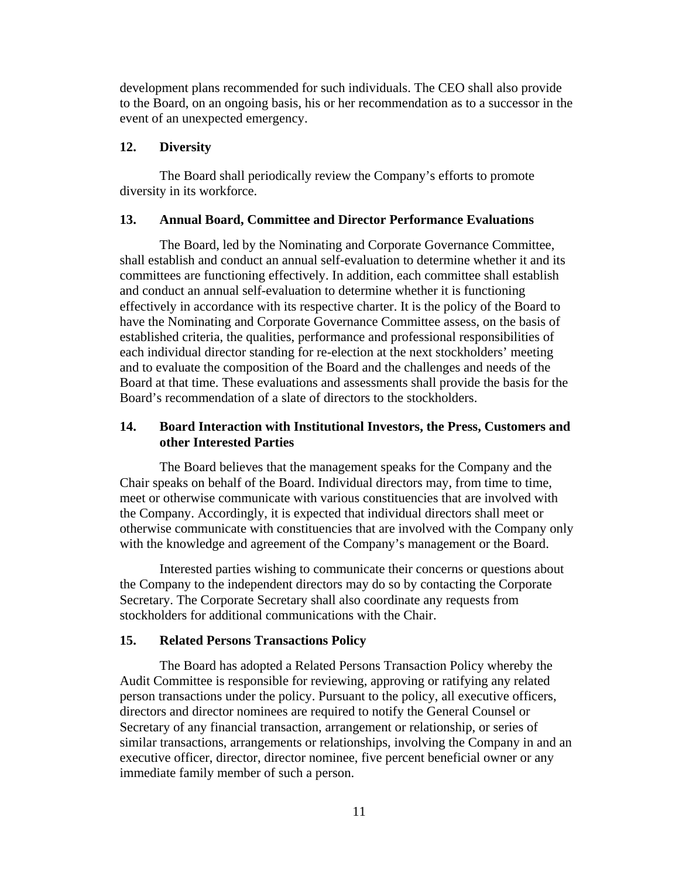development plans recommended for such individuals. The CEO shall also provide to the Board, on an ongoing basis, his or her recommendation as to a successor in the event of an unexpected emergency.

### 12. Diversity

The Board shall periodically review the Company's efforts to promote diversity in its workforce.

### 13. Annual Board, Committee and Director Performance Evaluations

The Board, led by the Nominating and Corporate Governance Committee, shall establish and conduct an annual self-evaluation to determine whether it and its committees are functioning effectively. In addition, each committee shall establish and conduct an annual self-evaluation to determine whether it is functioning effectively in accordance with its respective charter. It is the policy of the Board to have the Nominating and Corporate Governance Committee assess, on the basis of established criteria, the qualities, performance and professional responsibilities of each individual director standing for re-election at the next stockholders' meeting and to evaluate the composition of the Board and the challenges and needs of the Board at that time. These evaluations and assessments shall provide the basis for the Board's recommendation of a slate of directors to the stockholders.

### 14. Board Interaction with Institutional Investors, the Press, Customers and other Interested Parties

The Board believes that the management speaks for the Company and the Chair speaks on behalf of the Board. Individual directors may, from time to time, meet or otherwise communicate with various constituencies that are involved with the Company. Accordingly, it is expected that individual directors shall meet or otherwise communicate with constituencies that are involved with the Company only with the knowledge and agreement of the Company's management or the Board.

Interested parties wishing to communicate their concerns or questions about the Company to the independent directors may do so by contacting the Corporate Secretary. The Corporate Secretary shall also coordinate any requests from stockholders for additional communications with the Chair.

### 15. Related Persons Transactions Policy

The Board has adopted a Related Persons Transaction Policy whereby the Audit Committee is responsible for reviewing, approving or ratifying any related person transactions under the policy. Pursuant to the policy, all executive officers, directors and director nominees are required to notify the General Counsel or Secretary of any financial transaction, arrangement or relationship, or series of similar transactions, arrangements or relationships, involving the Company in and an executive officer, director, director nominee, five percent beneficial owner or any immediate family member of such a person.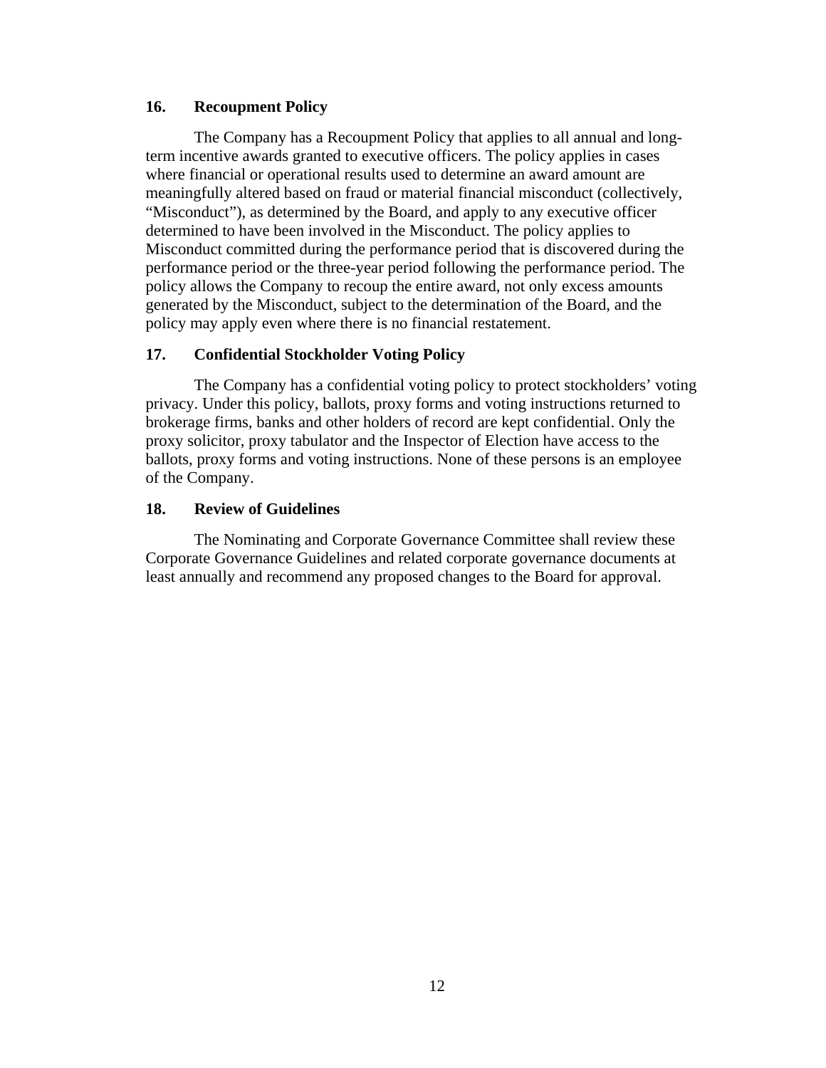## 16. Recoupment Policy

The Company has a Recoupment Policy that applies to all annual and long-term incentive awards granted to executive officers. The policy applies in cases where financial or operational results used to determine an award amount are meaningfully altered based on fraud or material financial misconduct (collectively, "Misconduct"), as determined by the Board, and apply to any executive officer determined to have been involved in the Misconduct. The policy applies to Misconduct committed during the performance period that is discovered during the performance period or the three-year period following the performance period. The policy allows the Company to recoup the entire award, not only excess amounts generated by the Misconduct, subject to the determination of the Board, and the policy may apply even where there is no financial restatement.

## 17. Confidential Stockholder Voting Policy

The Company has a confidential voting policy to protect stockholders' voting privacy. Under this policy, ballots, proxy forms and voting instructions returned to brokerage firms, banks and other holders of record are kept confidential. Only the proxy solicitor, proxy tabulator and the Inspector of Election have access to the ballots, proxy forms and voting instructions. None of these persons is an employee of the Company.

## 18. Review of Guidelines

The Nominating and Corporate Governance Committee shall review these Corporate Governance Guidelines and related corporate governance documents at least annually and recommend any proposed changes to the Board for approval.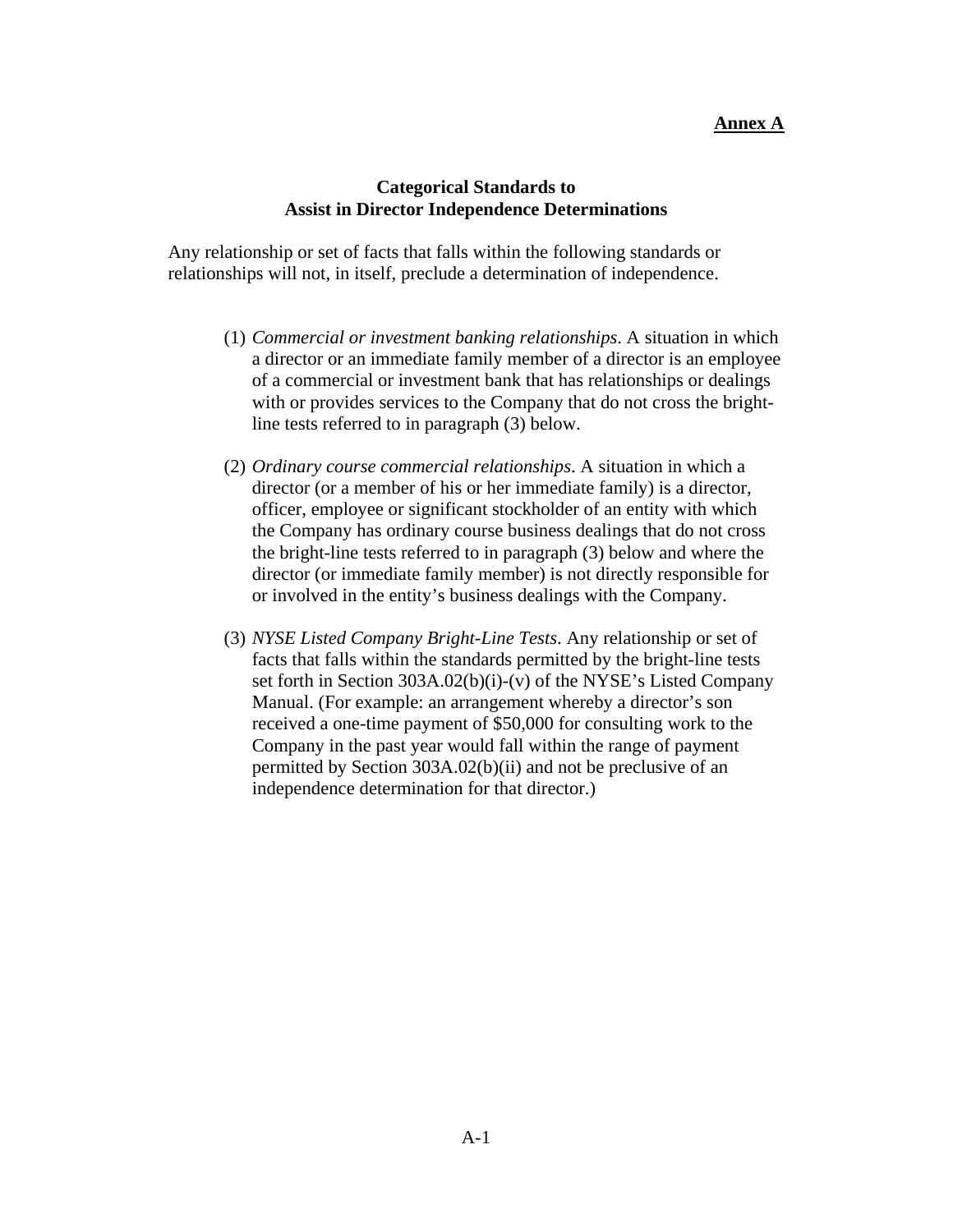**Annex A**

**Categorical Standards to Assist in Director Independence Determinations**

Any relationship or set of facts that falls within the following standards or relationships will not, in itself, preclude a determination of independence.

(1) *Commercial or investment banking relationships*. A situation in which a director or an immediate family member of a director is an employee of a commercial or investment bank that has relationships or dealings with or provides services to the Company that do not cross the bright-line tests referred to in paragraph (3) below.

(2) *Ordinary course commercial relationships*. A situation in which a director (or a member of his or her immediate family) is a director, officer, employee or significant stockholder of an entity with which the Company has ordinary course business dealings that do not cross the bright-line tests referred to in paragraph (3) below and where the director (or immediate family member) is not directly responsible for or involved in the entity's business dealings with the Company.

(3) *NYSE Listed Company Bright-Line Tests*. Any relationship or set of facts that falls within the standards permitted by the bright-line tests set forth in Section 303A.02(b)(i)-(v) of the NYSE's Listed Company Manual. (For example: an arrangement whereby a director's son received a one-time payment of $50,000 for consulting work to the Company in the past year would fall within the range of payment permitted by Section 303A.02(b)(ii) and not be preclusive of an independence determination for that director.)